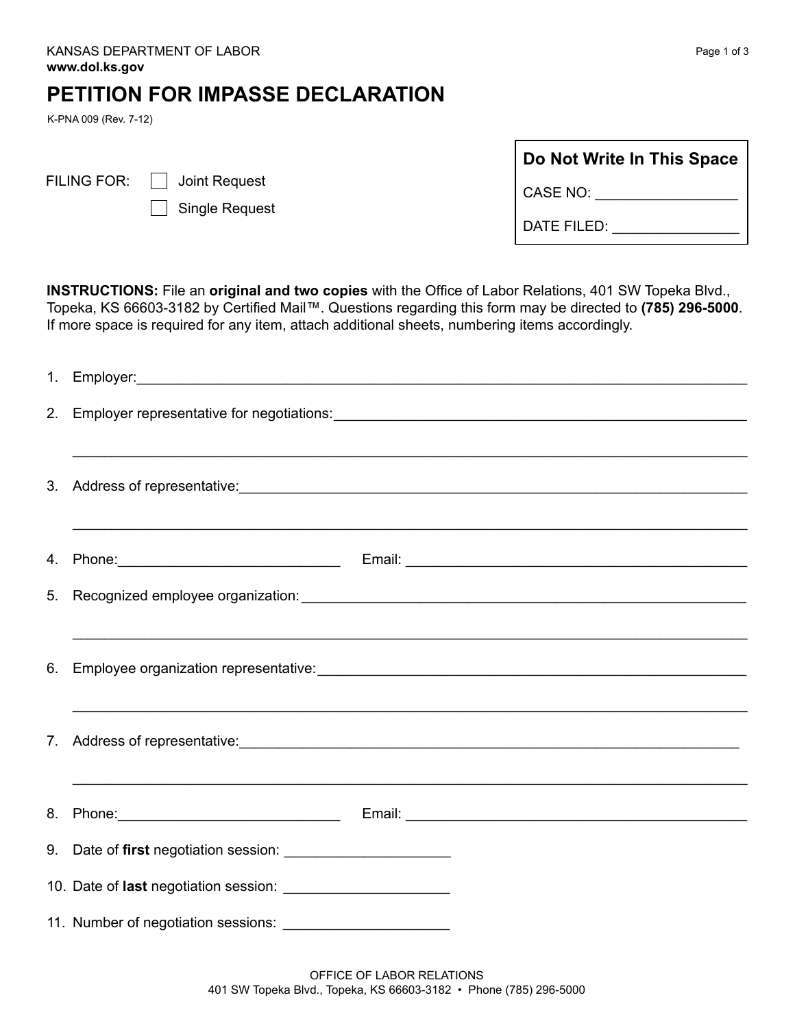KANSAS DEPARTMENT OF LABOR
**www.dol.ks.gov**

# PETITION FOR IMPASSE DECLARATION

K-PNA 009 (Rev. 7-12)

FILING FOR: ☐ Joint Request
☐ Single Request

| Do Not Write In This Space |
|---|
| CASE NO: ________________ |
| DATE FILED: ______________ |

**INSTRUCTIONS:** File an **original and two copies** with the Office of Labor Relations, 401 SW Topeka Blvd., Topeka, KS 66603-3182 by Certified Mail™. Questions regarding this form may be directed to **(785) 296-5000**. If more space is required for any item, attach additional sheets, numbering items accordingly.

1. Employer:_______________________________________________

2. Employer representative for negotiations:_______________________________________________

   _______________________________________________

3. Address of representative:_______________________________________________

   _______________________________________________

4. Phone:__________________________ Email: _______________________________

5. Recognized employee organization:_______________________________________________

   _______________________________________________

6. Employee organization representative:_______________________________________________

   _______________________________________________

7. Address of representative:_______________________________________________

   _______________________________________________

8. Phone:__________________________ Email: _______________________________

9. Date of **first** negotiation session: ____________________

10. Date of **last** negotiation session: ____________________

11. Number of negotiation sessions: ____________________

OFFICE OF LABOR RELATIONS
401 SW Topeka Blvd., Topeka, KS 66603-3182 • Phone (785) 296-5000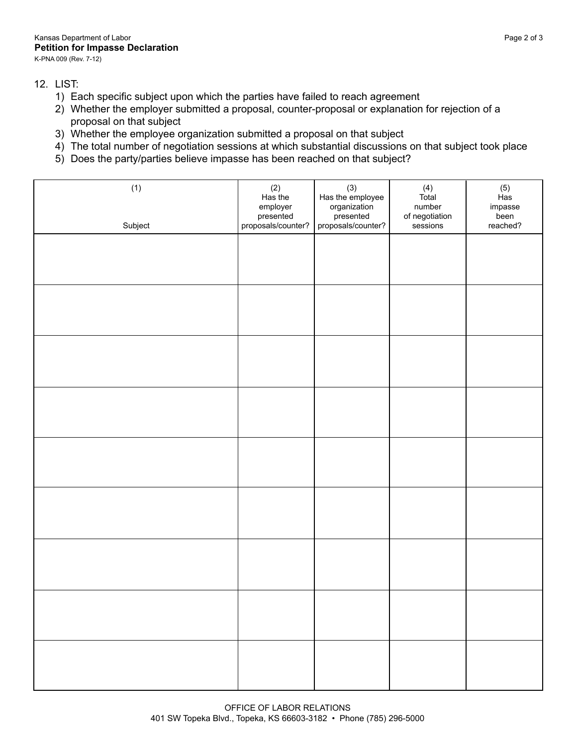12. LIST:
    1) Each specific subject upon which the parties have failed to reach agreement
    2) Whether the employer submitted a proposal, counter-proposal or explanation for rejection of a proposal on that subject
    3) Whether the employee organization submitted a proposal on that subject
    4) The total number of negotiation sessions at which substantial discussions on that subject took place
    5) Does the party/parties believe impasse has been reached on that subject?

| (1) Subject | (2) Has the employer presented proposals/counter? | (3) Has the employee organization presented proposals/counter? | (4) Total number of negotiation sessions | (5) Has impasse been reached? |
|---|---|---|---|---|
| | | | | |
| | | | | |
| | | | | |
| | | | | |
| | | | | |
| | | | | |
| | | | | |
| | | | | |
| | | | | |

OFFICE OF LABOR RELATIONS
401 SW Topeka Blvd., Topeka, KS 66603-3182 • Phone (785) 296-5000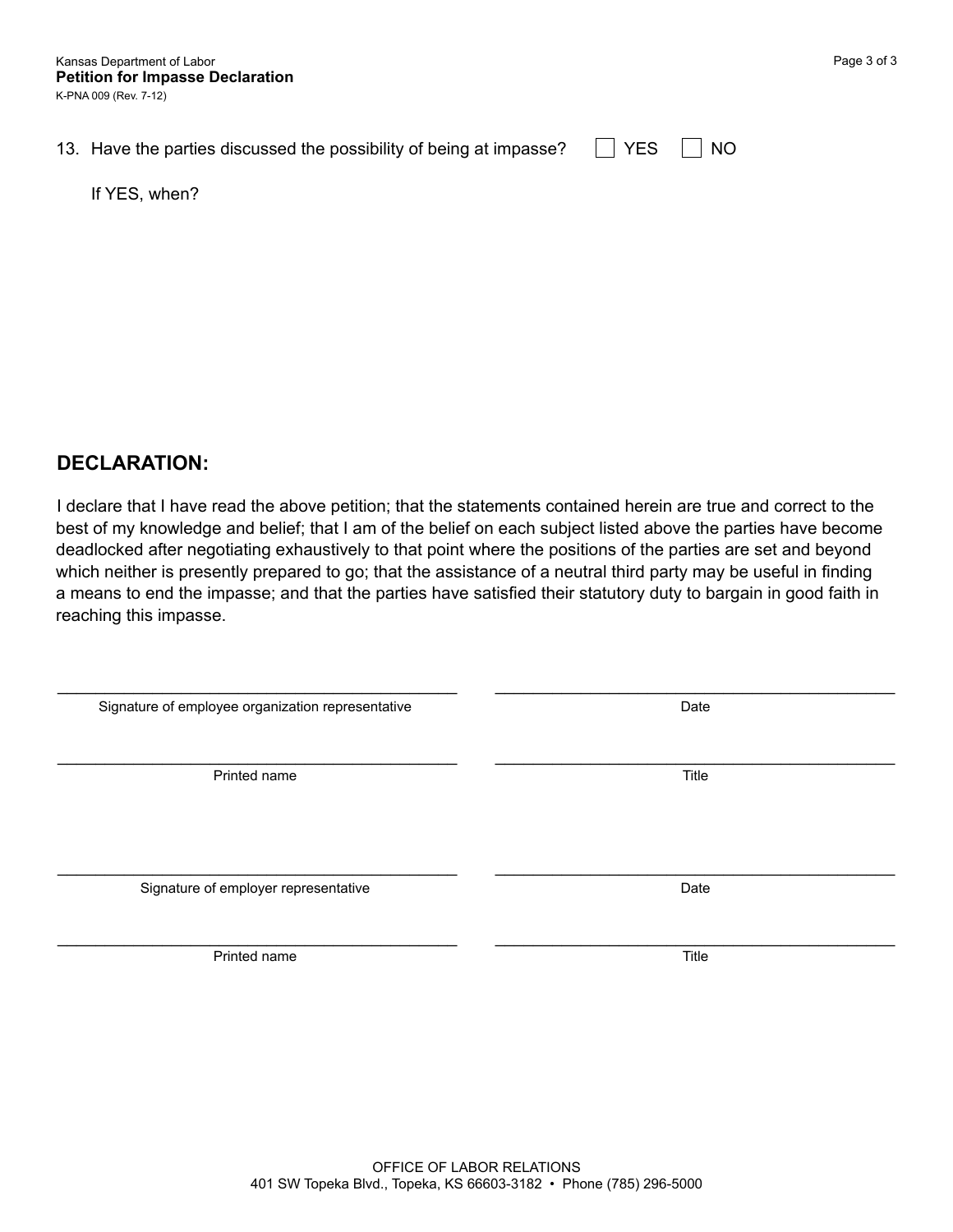13. Have the parties discussed the possibility of being at impasse? ☐ YES ☐ NO

 If YES, when?

## DECLARATION:

I declare that I have read the above petition; that the statements contained herein are true and correct to the best of my knowledge and belief; that I am of the belief on each subject listed above the parties have become deadlocked after negotiating exhaustively to that point where the positions of the parties are set and beyond which neither is presently prepared to go; that the assistance of a neutral third party may be useful in finding a means to end the impasse; and that the parties have satisfied their statutory duty to bargain in good faith in reaching this impasse.

| | |
|---|---|
| ______________________________ | ______________________________ |
| Signature of employee organization representative | Date |
| ______________________________ | ______________________________ |
| Printed name | Title |

| | |
|---|---|
| ______________________________ | ______________________________ |
| Signature of employer representative | Date |
| ______________________________ | ______________________________ |
| Printed name | Title |

OFFICE OF LABOR RELATIONS
401 SW Topeka Blvd., Topeka, KS 66603-3182 • Phone (785) 296-5000